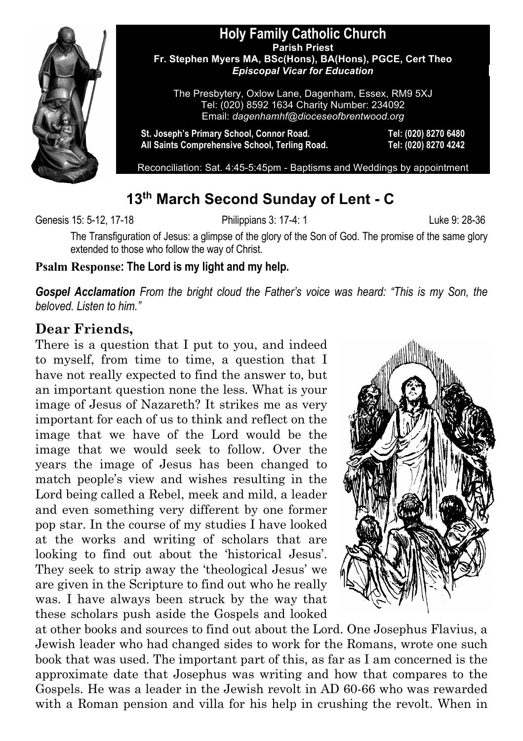# Holy Family Catholic Church

**Parish Priest**
**Fr. Stephen Myers MA, BSc(Hons), BA(Hons), PGCE, Cert Theo**
***Episcopal Vicar for Education***

The Presbytery, Oxlow Lane, Dagenham, Essex, RM9 5XJ
Tel: (020) 8592 1634 Charity Number: 234092
Email: *dagenhamhf@dioceseofbrentwood.org*

**St. Joseph's Primary School, Connor Road.** **Tel: (020) 8270 6480**
**All Saints Comprehensive School, Terling Road.** **Tel: (020) 8270 4242**

Reconciliation: Sat. 4:45-5:45pm - Baptisms and Weddings by appointment

## 13th March Second Sunday of Lent - C

Genesis 15: 5-12, 17-18 | Philippians 3: 17-4: 1 | Luke 9: 28-36

The Transfiguration of Jesus: a glimpse of the glory of the Son of God. The promise of the same glory extended to those who follow the way of Christ.

**Psalm Response: The Lord is my light and my help.**

***Gospel Acclamation*** *From the bright cloud the Father's voice was heard: "This is my Son, the beloved. Listen to him."*

### Dear Friends,

There is a question that I put to you, and indeed to myself, from time to time, a question that I have not really expected to find the answer to, but an important question none the less. What is your image of Jesus of Nazareth? It strikes me as very important for each of us to think and reflect on the image that we have of the Lord would be the image that we would seek to follow. Over the years the image of Jesus has been changed to match people's view and wishes resulting in the Lord being called a Rebel, meek and mild, a leader and even something very different by one former pop star. In the course of my studies I have looked at the works and writing of scholars that are looking to find out about the 'historical Jesus'. They seek to strip away the 'theological Jesus' we are given in the Scripture to find out who he really was. I have always been struck by the way that these scholars push aside the Gospels and looked at other books and sources to find out about the Lord. One Josephus Flavius, a Jewish leader who had changed sides to work for the Romans, wrote one such book that was used. The important part of this, as far as I am concerned is the approximate date that Josephus was writing and how that compares to the Gospels. He was a leader in the Jewish revolt in AD 60-66 who was rewarded with a Roman pension and villa for his help in crushing the revolt. When in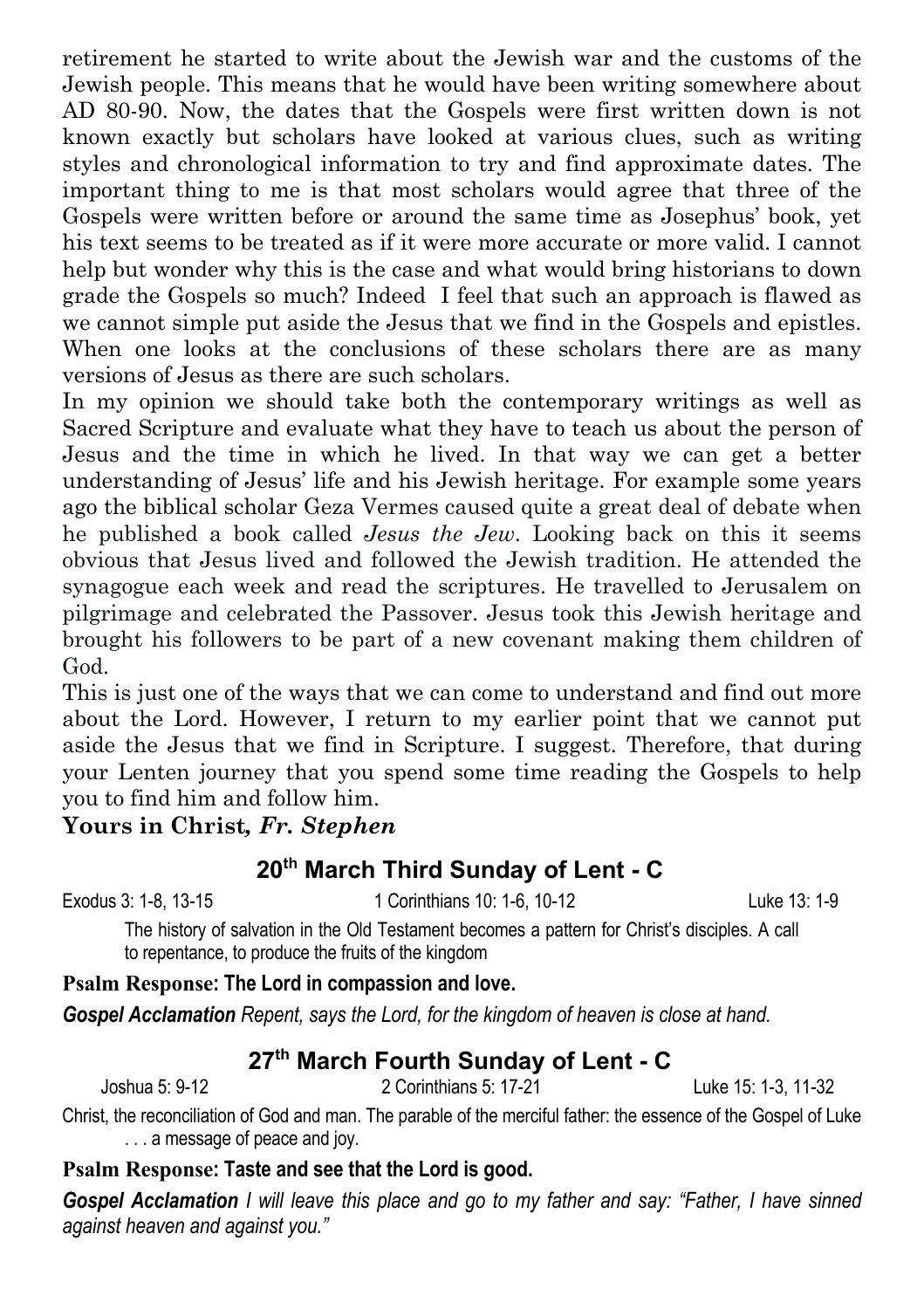retirement he started to write about the Jewish war and the customs of the Jewish people. This means that he would have been writing somewhere about AD 80-90. Now, the dates that the Gospels were first written down is not known exactly but scholars have looked at various clues, such as writing styles and chronological information to try and find approximate dates. The important thing to me is that most scholars would agree that three of the Gospels were written before or around the same time as Josephus' book, yet his text seems to be treated as if it were more accurate or more valid. I cannot help but wonder why this is the case and what would bring historians to down grade the Gospels so much? Indeed I feel that such an approach is flawed as we cannot simple put aside the Jesus that we find in the Gospels and epistles. When one looks at the conclusions of these scholars there are as many versions of Jesus as there are such scholars.

In my opinion we should take both the contemporary writings as well as Sacred Scripture and evaluate what they have to teach us about the person of Jesus and the time in which he lived. In that way we can get a better understanding of Jesus' life and his Jewish heritage. For example some years ago the biblical scholar Geza Vermes caused quite a great deal of debate when he published a book called *Jesus the Jew*. Looking back on this it seems obvious that Jesus lived and followed the Jewish tradition. He attended the synagogue each week and read the scriptures. He travelled to Jerusalem on pilgrimage and celebrated the Passover. Jesus took this Jewish heritage and brought his followers to be part of a new covenant making them children of God.

This is just one of the ways that we can come to understand and find out more about the Lord. However, I return to my earlier point that we cannot put aside the Jesus that we find in Scripture. I suggest. Therefore, that during your Lenten journey that you spend some time reading the Gospels to help you to find him and follow him.

**Yours in Christ*, Fr. Stephen***

## 20th March Third Sunday of Lent - C

Exodus 3: 1-8, 13-15 | 1 Corinthians 10: 1-6, 10-12 | Luke 13: 1-9

The history of salvation in the Old Testament becomes a pattern for Christ's disciples. A call to repentance, to produce the fruits of the kingdom

**Psalm Response: The Lord in compassion and love.**

***Gospel Acclamation*** *Repent, says the Lord, for the kingdom of heaven is close at hand.*

## 27th March Fourth Sunday of Lent - C

Joshua 5: 9-12 | 2 Corinthians 5: 17-21 | Luke 15: 1-3, 11-32

Christ, the reconciliation of God and man. The parable of the merciful father: the essence of the Gospel of Luke . . . a message of peace and joy.

**Psalm Response: Taste and see that the Lord is good.**

***Gospel Acclamation*** *I will leave this place and go to my father and say: "Father, I have sinned against heaven and against you."*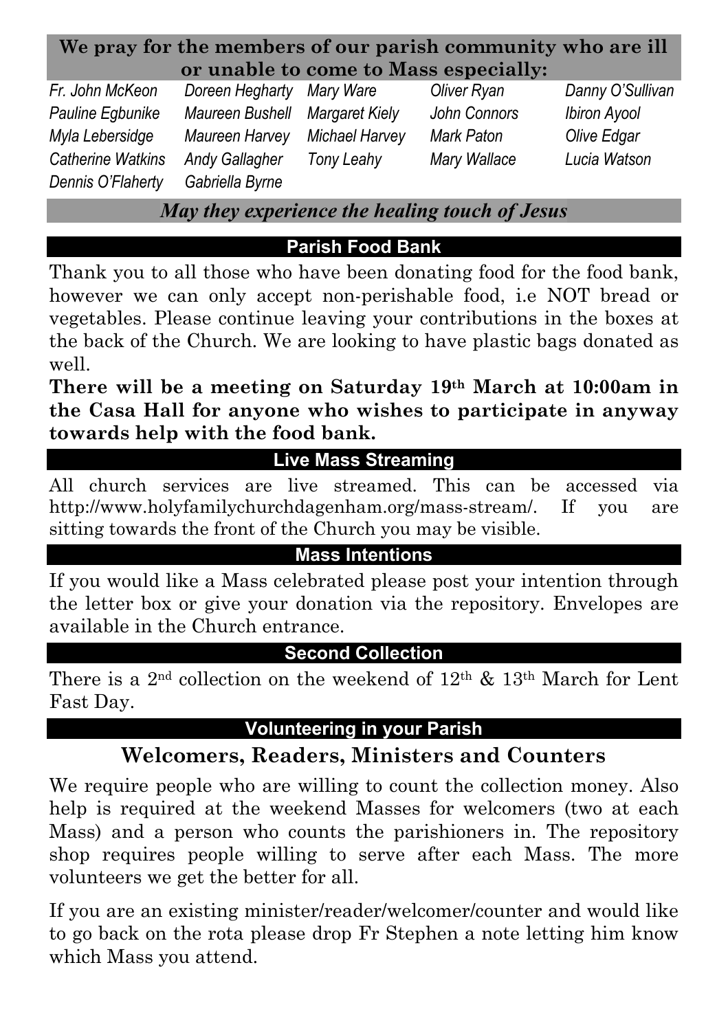**We pray for the members of our parish community who are ill or unable to come to Mass especially:**

| | | | | |
|---|---|---|---|---|
| *Fr. John McKeon* | *Doreen Hegharty* | *Mary Ware* | *Oliver Ryan* | *Danny O'Sullivan* |
| *Pauline Egbunike* | *Maureen Bushell* | *Margaret Kiely* | *John Connors* | *Ibiron Ayool* |
| *Myla Lebersidge* | *Maureen Harvey* | *Michael Harvey* | *Mark Paton* | *Olive Edgar* |
| *Catherine Watkins* | *Andy Gallagher* | *Tony Leahy* | *Mary Wallace* | *Lucia Watson* |
| *Dennis O'Flaherty* | *Gabriella Byrne* | | | |

***May they experience the healing touch of Jesus***

## Parish Food Bank

Thank you to all those who have been donating food for the food bank, however we can only accept non-perishable food, i.e NOT bread or vegetables. Please continue leaving your contributions in the boxes at the back of the Church. We are looking to have plastic bags donated as well.

**There will be a meeting on Saturday 19th March at 10:00am in the Casa Hall for anyone who wishes to participate in anyway towards help with the food bank.**

## Live Mass Streaming

All church services are live streamed. This can be accessed via http://www.holyfamilychurchdagenham.org/mass-stream/. If you are sitting towards the front of the Church you may be visible.

## Mass Intentions

If you would like a Mass celebrated please post your intention through the letter box or give your donation via the repository. Envelopes are available in the Church entrance.

## Second Collection

There is a 2nd collection on the weekend of 12th & 13th March for Lent Fast Day.

## Volunteering in your Parish

### Welcomers, Readers, Ministers and Counters

We require people who are willing to count the collection money. Also help is required at the weekend Masses for welcomers (two at each Mass) and a person who counts the parishioners in. The repository shop requires people willing to serve after each Mass. The more volunteers we get the better for all.

If you are an existing minister/reader/welcomer/counter and would like to go back on the rota please drop Fr Stephen a note letting him know which Mass you attend.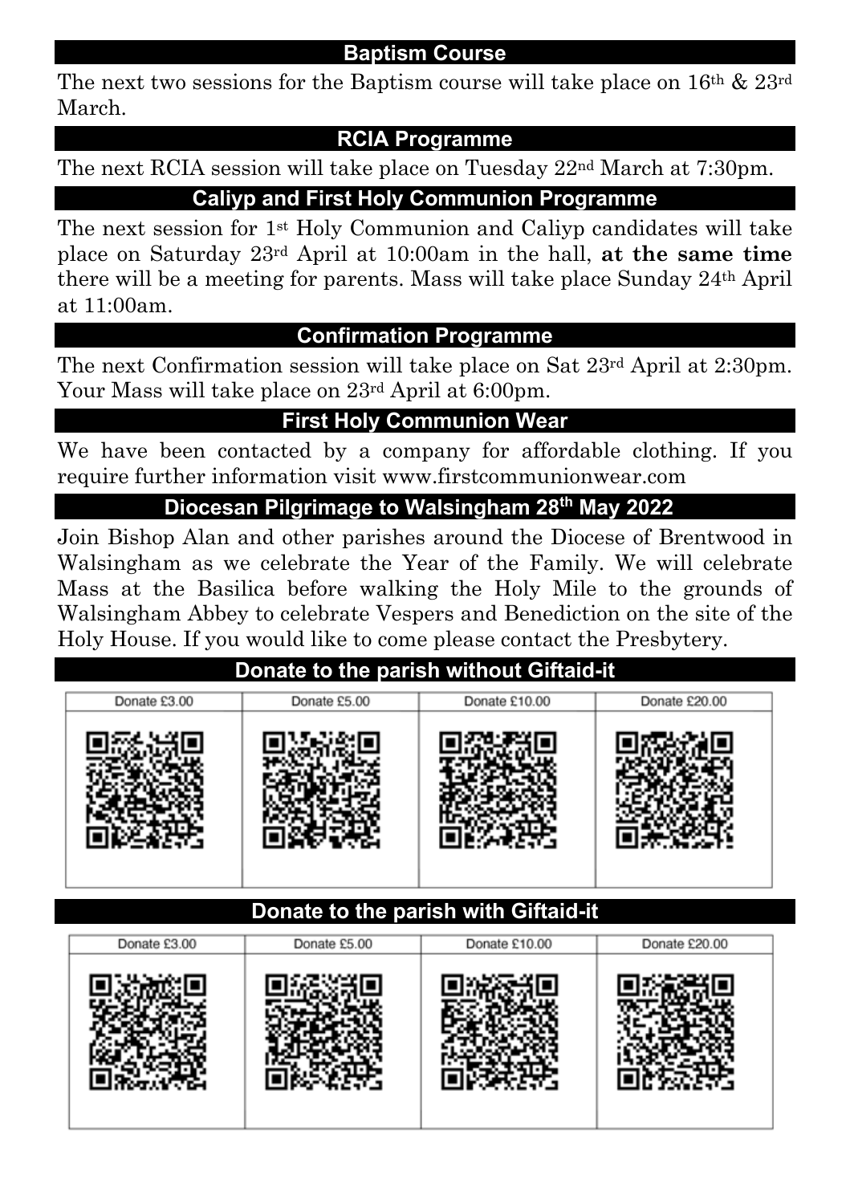## Baptism Course

The next two sessions for the Baptism course will take place on 16th & 23rd March.

## RCIA Programme

The next RCIA session will take place on Tuesday 22nd March at 7:30pm.

## Caliyp and First Holy Communion Programme

The next session for 1st Holy Communion and Caliyp candidates will take place on Saturday 23rd April at 10:00am in the hall, **at the same time** there will be a meeting for parents. Mass will take place Sunday 24th April at 11:00am.

## Confirmation Programme

The next Confirmation session will take place on Sat 23rd April at 2:30pm. Your Mass will take place on 23rd April at 6:00pm.

## First Holy Communion Wear

We have been contacted by a company for affordable clothing. If you require further information visit www.firstcommunionwear.com

## Diocesan Pilgrimage to Walsingham 28th May 2022

Join Bishop Alan and other parishes around the Diocese of Brentwood in Walsingham as we celebrate the Year of the Family. We will celebrate Mass at the Basilica before walking the Holy Mile to the grounds of Walsingham Abbey to celebrate Vespers and Benediction on the site of the Holy House. If you would like to come please contact the Presbytery.

## Donate to the parish without Giftaid-it

| Donate £3.00 | Donate £5.00 | Donate £10.00 | Donate £20.00 |
|---|---|---|---|
| | | | |

## Donate to the parish with Giftaid-it

| Donate £3.00 | Donate £5.00 | Donate £10.00 | Donate £20.00 |
|---|---|---|---|
| | | | |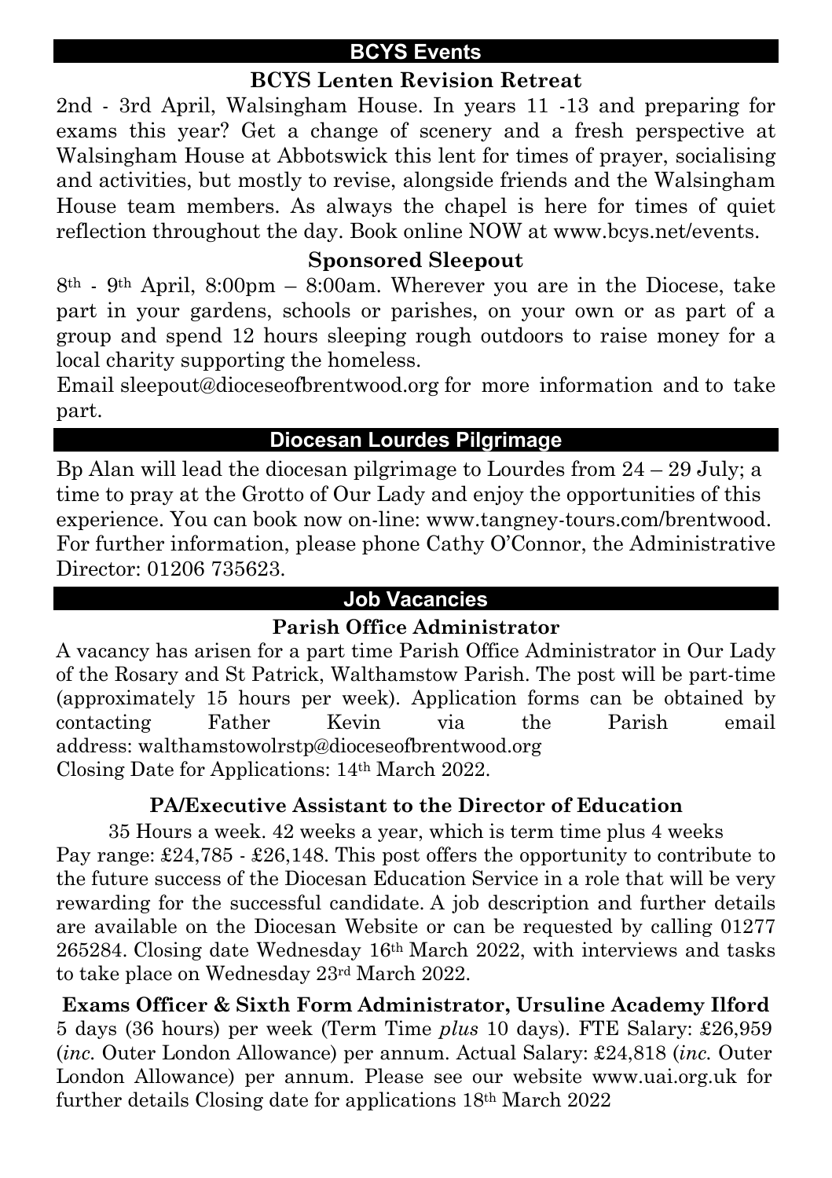## BCYS Events

### BCYS Lenten Revision Retreat

2nd - 3rd April, Walsingham House. In years 11 -13 and preparing for exams this year? Get a change of scenery and a fresh perspective at Walsingham House at Abbotswick this lent for times of prayer, socialising and activities, but mostly to revise, alongside friends and the Walsingham House team members. As always the chapel is here for times of quiet reflection throughout the day. Book online NOW at www.bcys.net/events.

### Sponsored Sleepout

8th - 9th April, 8:00pm – 8:00am. Wherever you are in the Diocese, take part in your gardens, schools or parishes, on your own or as part of a group and spend 12 hours sleeping rough outdoors to raise money for a local charity supporting the homeless.

Email sleepout@dioceseofbrentwood.org for more information and to take part.

## Diocesan Lourdes Pilgrimage

Bp Alan will lead the diocesan pilgrimage to Lourdes from 24 – 29 July; a time to pray at the Grotto of Our Lady and enjoy the opportunities of this experience. You can book now on-line: www.tangney-tours.com/brentwood. For further information, please phone Cathy O'Connor, the Administrative Director: 01206 735623.

## Job Vacancies

### Parish Office Administrator

A vacancy has arisen for a part time Parish Office Administrator in Our Lady of the Rosary and St Patrick, Walthamstow Parish. The post will be part-time (approximately 15 hours per week). Application forms can be obtained by contacting Father Kevin via the Parish email address: walthamstowolrstp@dioceseofbrentwood.org

Closing Date for Applications: 14th March 2022.

### PA/Executive Assistant to the Director of Education

35 Hours a week. 42 weeks a year, which is term time plus 4 weeks

Pay range: £24,785 - £26,148. This post offers the opportunity to contribute to the future success of the Diocesan Education Service in a role that will be very rewarding for the successful candidate. A job description and further details are available on the Diocesan Website or can be requested by calling 01277 265284. Closing date Wednesday 16th March 2022, with interviews and tasks to take place on Wednesday 23rd March 2022.

### Exams Officer & Sixth Form Administrator, Ursuline Academy Ilford

5 days (36 hours) per week (Term Time *plus* 10 days). FTE Salary: £26,959 (*inc.* Outer London Allowance) per annum. Actual Salary: £24,818 (*inc.* Outer London Allowance) per annum. Please see our website www.uai.org.uk for further details Closing date for applications 18th March 2022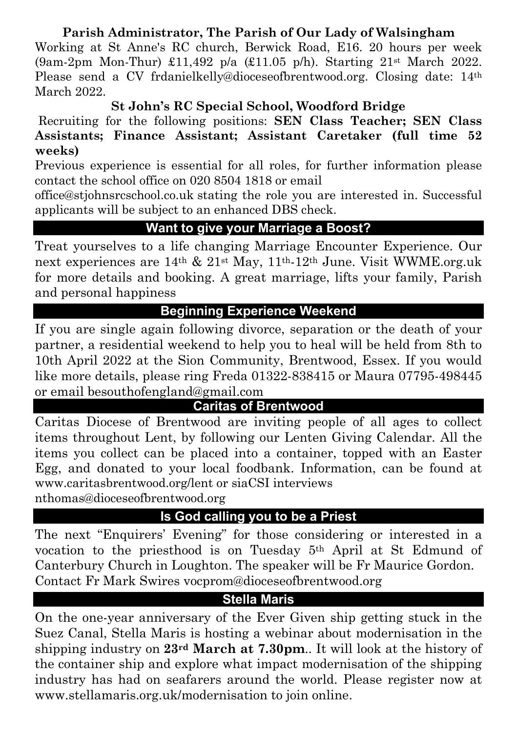**Parish Administrator, The Parish of Our Lady of Walsingham**

Working at St Anne's RC church, Berwick Road, E16. 20 hours per week (9am-2pm Mon-Thur) £11,492 p/a (£11.05 p/h). Starting 21st March 2022. Please send a CV frdanielkelly@dioceseofbrentwood.org. Closing date: 14th March 2022.

**St John's RC Special School, Woodford Bridge**

Recruiting for the following positions: **SEN Class Teacher; SEN Class Assistants; Finance Assistant; Assistant Caretaker (full time 52 weeks)**

Previous experience is essential for all roles, for further information please contact the school office on 020 8504 1818 or email office@stjohnsrcschool.co.uk stating the role you are interested in. Successful applicants will be subject to an enhanced DBS check.

## Want to give your Marriage a Boost?

Treat yourselves to a life changing Marriage Encounter Experience. Our next experiences are 14th & 21st May, 11th-12th June. Visit WWME.org.uk for more details and booking. A great marriage, lifts your family, Parish and personal happiness

## Beginning Experience Weekend

If you are single again following divorce, separation or the death of your partner, a residential weekend to help you to heal will be held from 8th to 10th April 2022 at the Sion Community, Brentwood, Essex. If you would like more details, please ring Freda 01322-838415 or Maura 07795-498445 or email besouthofengland@gmail.com

## Caritas of Brentwood

Caritas Diocese of Brentwood are inviting people of all ages to collect items throughout Lent, by following our Lenten Giving Calendar. All the items you collect can be placed into a container, topped with an Easter Egg, and donated to your local foodbank. Information, can be found at www.caritasbrentwood.org/lent or siaCSI interviews nthomas@dioceseofbrentwood.org

## Is God calling you to be a Priest

The next "Enquirers' Evening" for those considering or interested in a vocation to the priesthood is on Tuesday 5th April at St Edmund of Canterbury Church in Loughton. The speaker will be Fr Maurice Gordon. Contact Fr Mark Swires vocprom@dioceseofbrentwood.org

## Stella Maris

On the one-year anniversary of the Ever Given ship getting stuck in the Suez Canal, Stella Maris is hosting a webinar about modernisation in the shipping industry on **23rd March at 7.30pm**.. It will look at the history of the container ship and explore what impact modernisation of the shipping industry has had on seafarers around the world. Please register now at www.stellamaris.org.uk/modernisation to join online.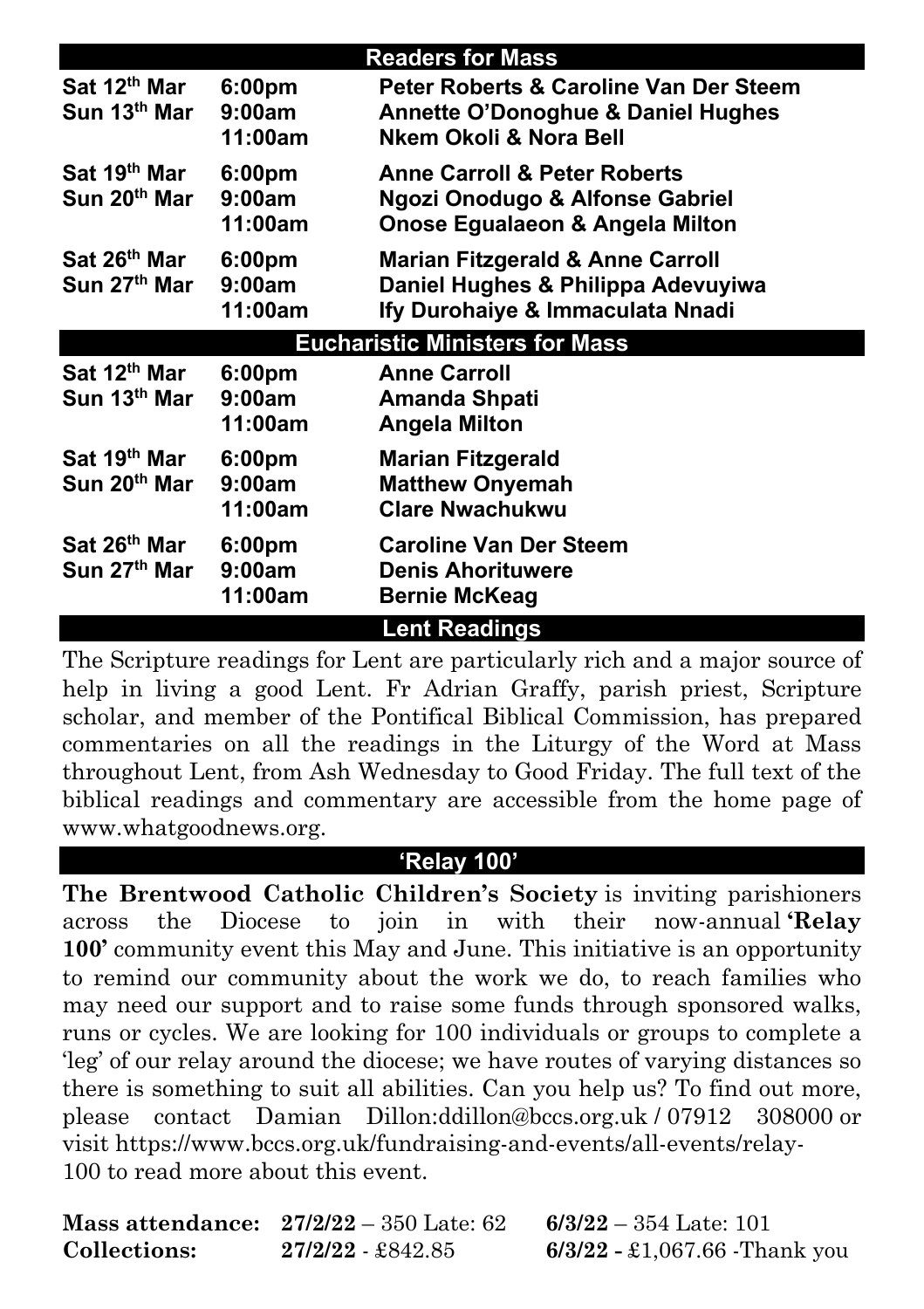## Readers for Mass

| | | |
|---|---|---|
| **Sat 12th Mar** | **6:00pm** | **Peter Roberts & Caroline Van Der Steem** |
| **Sun 13th Mar** | **9:00am** | **Annette O'Donoghue & Daniel Hughes** |
| | **11:00am** | **Nkem Okoli & Nora Bell** |
| **Sat 19th Mar** | **6:00pm** | **Anne Carroll & Peter Roberts** |
| **Sun 20th Mar** | **9:00am** | **Ngozi Onodugo & Alfonse Gabriel** |
| | **11:00am** | **Onose Egualaeon & Angela Milton** |
| **Sat 26th Mar** | **6:00pm** | **Marian Fitzgerald & Anne Carroll** |
| **Sun 27th Mar** | **9:00am** | **Daniel Hughes & Philippa Adevuyiwa** |
| | **11:00am** | **Ify Durohaiye & Immaculata Nnadi** |

## Eucharistic Ministers for Mass

| | | |
|---|---|---|
| **Sat 12th Mar** | **6:00pm** | **Anne Carroll** |
| **Sun 13th Mar** | **9:00am** | **Amanda Shpati** |
| | **11:00am** | **Angela Milton** |
| **Sat 19th Mar** | **6:00pm** | **Marian Fitzgerald** |
| **Sun 20th Mar** | **9:00am** | **Matthew Onyemah** |
| | **11:00am** | **Clare Nwachukwu** |
| **Sat 26th Mar** | **6:00pm** | **Caroline Van Der Steem** |
| **Sun 27th Mar** | **9:00am** | **Denis Ahorituwere** |
| | **11:00am** | **Bernie McKeag** |

## Lent Readings

The Scripture readings for Lent are particularly rich and a major source of help in living a good Lent. Fr Adrian Graffy, parish priest, Scripture scholar, and member of the Pontifical Biblical Commission, has prepared commentaries on all the readings in the Liturgy of the Word at Mass throughout Lent, from Ash Wednesday to Good Friday. The full text of the biblical readings and commentary are accessible from the home page of www.whatgoodnews.org.

## 'Relay 100'

**The Brentwood Catholic Children's Society** is inviting parishioners across the Diocese to join in with their now-annual **'Relay 100'** community event this May and June. This initiative is an opportunity to remind our community about the work we do, to reach families who may need our support and to raise some funds through sponsored walks, runs or cycles. We are looking for 100 individuals or groups to complete a 'leg' of our relay around the diocese; we have routes of varying distances so there is something to suit all abilities. Can you help us? To find out more, please contact Damian Dillon:ddillon@bccs.org.uk / 07912 308000 or visit https://www.bccs.org.uk/fundraising-and-events/all-events/relay-100 to read more about this event.

| | | |
|---|---|---|
| **Mass attendance:** | **27/2/22** – 350 Late: 62 | **6/3/22** – 354 Late: 101 |
| **Collections:** | **27/2/22** - £842.85 | **6/3/22 -** £1,067.66 -Thank you |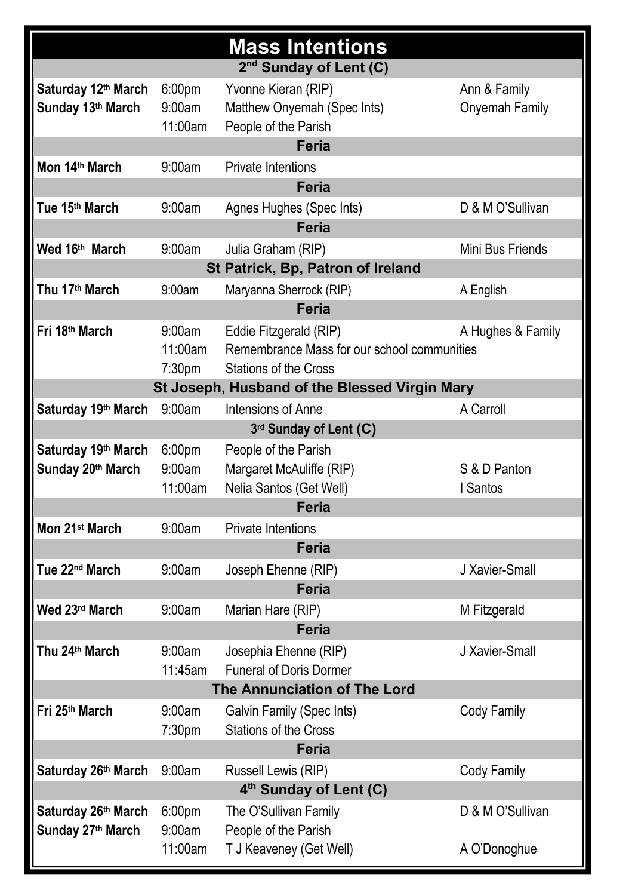# Mass Intentions

| | | | |
|---|---|---|---|
| **2nd Sunday of Lent (C)** | | | |
| **Saturday 12th March** | 6:00pm | Yvonne Kieran (RIP) | Ann & Family |
| **Sunday 13th March** | 9:00am | Matthew Onyemah (Spec Ints) | Onyemah Family |
| | 11:00am | People of the Parish | |
| **Feria** | | | |
| **Mon 14th March** | 9:00am | Private Intentions | |
| **Feria** | | | |
| **Tue 15th March** | 9:00am | Agnes Hughes (Spec Ints) | D & M O'Sullivan |
| **Feria** | | | |
| **Wed 16th March** | 9:00am | Julia Graham (RIP) | Mini Bus Friends |
| **St Patrick, Bp, Patron of Ireland** | | | |
| **Thu 17th March** | 9:00am | Maryanna Sherrock (RIP) | A English |
| **Feria** | | | |
| **Fri 18th March** | 9:00am | Eddie Fitzgerald (RIP) | A Hughes & Family |
| | 11:00am | Remembrance Mass for our school communities | |
| | 7:30pm | Stations of the Cross | |
| **St Joseph, Husband of the Blessed Virgin Mary** | | | |
| **Saturday 19th March** | 9:00am | Intensions of Anne | A Carroll |
| **3rd Sunday of Lent (C)** | | | |
| **Saturday 19th March** | 6:00pm | People of the Parish | |
| **Sunday 20th March** | 9:00am | Margaret McAuliffe (RIP) | S & D Panton |
| | 11:00am | Nelia Santos (Get Well) | I Santos |
| **Feria** | | | |
| **Mon 21st March** | 9:00am | Private Intentions | |
| **Feria** | | | |
| **Tue 22nd March** | 9:00am | Joseph Ehenne (RIP) | J Xavier-Small |
| **Feria** | | | |
| **Wed 23rd March** | 9:00am | Marian Hare (RIP) | M Fitzgerald |
| **Feria** | | | |
| **Thu 24th March** | 9:00am | Josephia Ehenne (RIP) | J Xavier-Small |
| | 11:45am | Funeral of Doris Dormer | |
| **The Annunciation of The Lord** | | | |
| **Fri 25th March** | 9:00am | Galvin Family (Spec Ints) | Cody Family |
| | 7:30pm | Stations of the Cross | |
| **Feria** | | | |
| **Saturday 26th March** | 9:00am | Russell Lewis (RIP) | Cody Family |
| **4th Sunday of Lent (C)** | | | |
| **Saturday 26th March** | 6:00pm | The O'Sullivan Family | D & M O'Sullivan |
| **Sunday 27th March** | 9:00am | People of the Parish | |
| | 11:00am | T J Keaveney (Get Well) | A O'Donoghue |